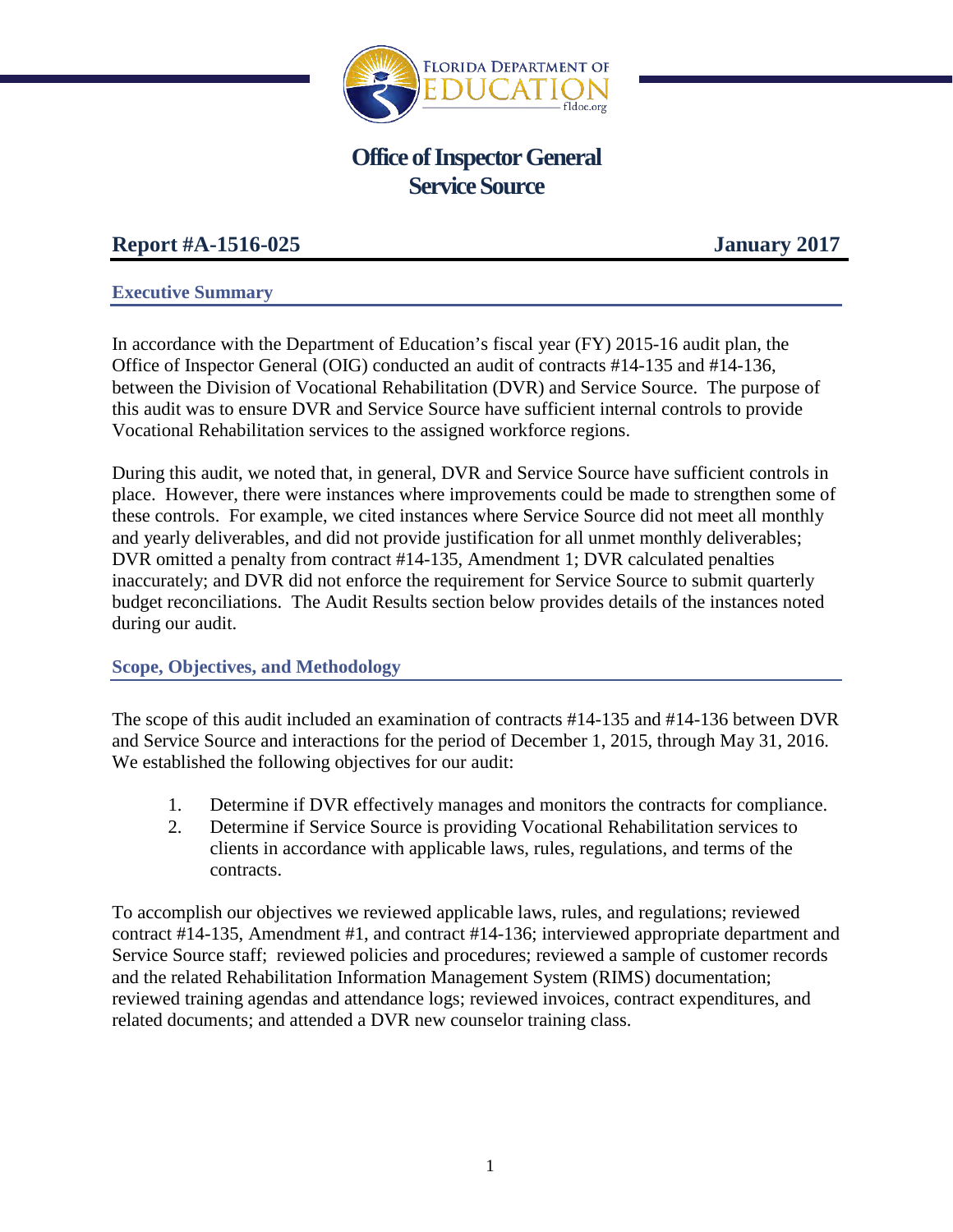FLORIDA DEPARTMENT OF EDUCATION

fldoe.org

# Office of Inspector General
# Service Source

## Report #A-1516-025 — January 2017

### Executive Summary

In accordance with the Department of Education's fiscal year (FY) 2015-16 audit plan, the Office of Inspector General (OIG) conducted an audit of contracts #14-135 and #14-136, between the Division of Vocational Rehabilitation (DVR) and Service Source. The purpose of this audit was to ensure DVR and Service Source have sufficient internal controls to provide Vocational Rehabilitation services to the assigned workforce regions.

During this audit, we noted that, in general, DVR and Service Source have sufficient controls in place. However, there were instances where improvements could be made to strengthen some of these controls. For example, we cited instances where Service Source did not meet all monthly and yearly deliverables, and did not provide justification for all unmet monthly deliverables; DVR omitted a penalty from contract #14-135, Amendment 1; DVR calculated penalties inaccurately; and DVR did not enforce the requirement for Service Source to submit quarterly budget reconciliations. The Audit Results section below provides details of the instances noted during our audit.

### Scope, Objectives, and Methodology

The scope of this audit included an examination of contracts #14-135 and #14-136 between DVR and Service Source and interactions for the period of December 1, 2015, through May 31, 2016. We established the following objectives for our audit:

1. Determine if DVR effectively manages and monitors the contracts for compliance.
2. Determine if Service Source is providing Vocational Rehabilitation services to clients in accordance with applicable laws, rules, regulations, and terms of the contracts.

To accomplish our objectives we reviewed applicable laws, rules, and regulations; reviewed contract #14-135, Amendment #1, and contract #14-136; interviewed appropriate department and Service Source staff; reviewed policies and procedures; reviewed a sample of customer records and the related Rehabilitation Information Management System (RIMS) documentation; reviewed training agendas and attendance logs; reviewed invoices, contract expenditures, and related documents; and attended a DVR new counselor training class.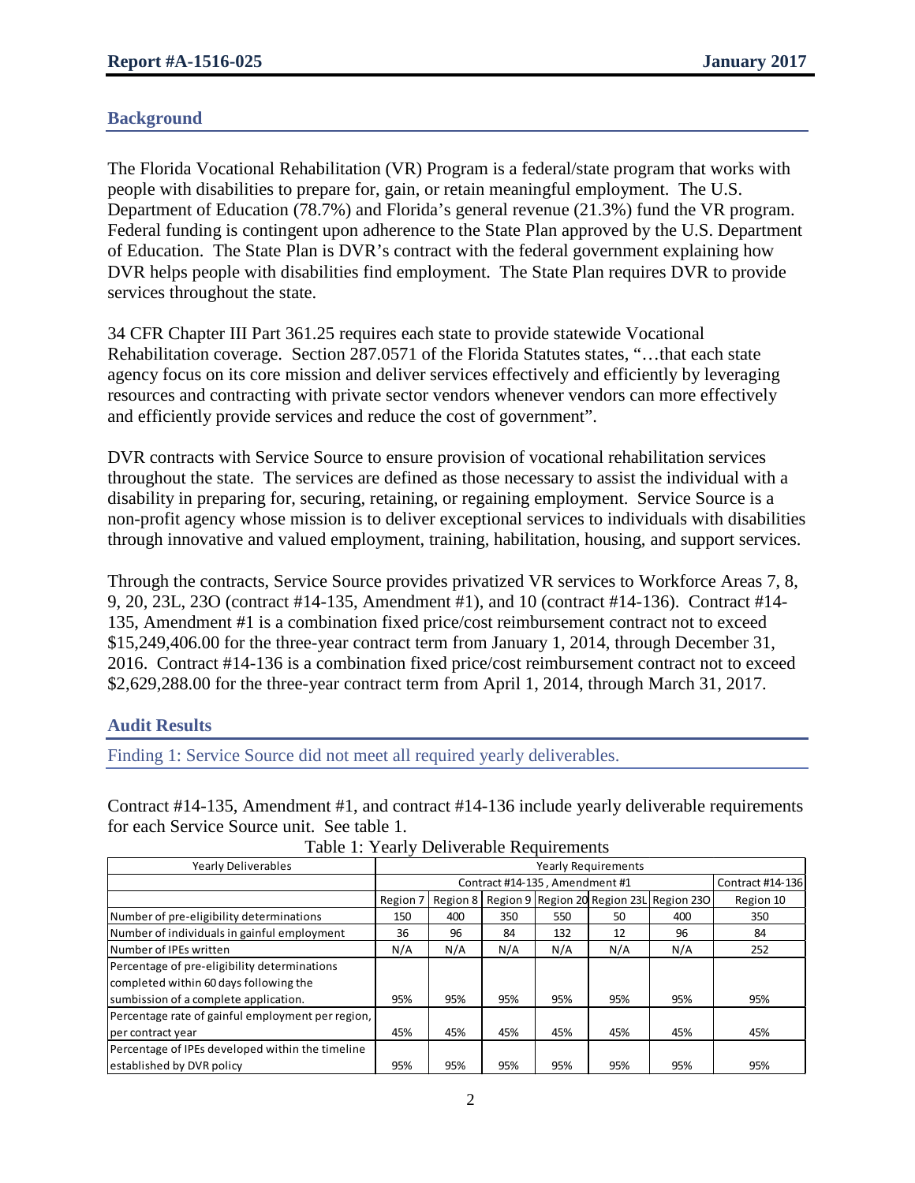## Background

The Florida Vocational Rehabilitation (VR) Program is a federal/state program that works with people with disabilities to prepare for, gain, or retain meaningful employment. The U.S. Department of Education (78.7%) and Florida's general revenue (21.3%) fund the VR program. Federal funding is contingent upon adherence to the State Plan approved by the U.S. Department of Education. The State Plan is DVR's contract with the federal government explaining how DVR helps people with disabilities find employment. The State Plan requires DVR to provide services throughout the state.

34 CFR Chapter III Part 361.25 requires each state to provide statewide Vocational Rehabilitation coverage. Section 287.0571 of the Florida Statutes states, "…that each state agency focus on its core mission and deliver services effectively and efficiently by leveraging resources and contracting with private sector vendors whenever vendors can more effectively and efficiently provide services and reduce the cost of government".

DVR contracts with Service Source to ensure provision of vocational rehabilitation services throughout the state. The services are defined as those necessary to assist the individual with a disability in preparing for, securing, retaining, or regaining employment. Service Source is a non-profit agency whose mission is to deliver exceptional services to individuals with disabilities through innovative and valued employment, training, habilitation, housing, and support services.

Through the contracts, Service Source provides privatized VR services to Workforce Areas 7, 8, 9, 20, 23L, 23O (contract #14-135, Amendment #1), and 10 (contract #14-136). Contract #14-135, Amendment #1 is a combination fixed price/cost reimbursement contract not to exceed $15,249,406.00 for the three-year contract term from January 1, 2014, through December 31, 2016. Contract #14-136 is a combination fixed price/cost reimbursement contract not to exceed $2,629,288.00 for the three-year contract term from April 1, 2014, through March 31, 2017.

## Audit Results

### Finding 1: Service Source did not meet all required yearly deliverables.

Contract #14-135, Amendment #1, and contract #14-136 include yearly deliverable requirements for each Service Source unit. See table 1.

Table 1: Yearly Deliverable Requirements

| Yearly Deliverables | Yearly Requirements | | | | | | |
|---|---|---|---|---|---|---|---|
| | Contract #14-135 , Amendment #1 | | | | | | Contract #14-136 |
| | Region 7 | Region 8 | Region 9 | Region 20 | Region 23L | Region 23O | Region 10 |
| Number of pre-eligibility determinations | 150 | 400 | 350 | 550 | 50 | 400 | 350 |
| Number of individuals in gainful employment | 36 | 96 | 84 | 132 | 12 | 96 | 84 |
| Number of IPEs written | N/A | N/A | N/A | N/A | N/A | N/A | 252 |
| Percentage of pre-eligibility determinations completed within 60 days following the sumbission of a complete application. | 95% | 95% | 95% | 95% | 95% | 95% | 95% |
| Percentage rate of gainful employment per region, per contract year | 45% | 45% | 45% | 45% | 45% | 45% | 45% |
| Percentage of IPEs developed within the timeline established by DVR policy | 95% | 95% | 95% | 95% | 95% | 95% | 95% |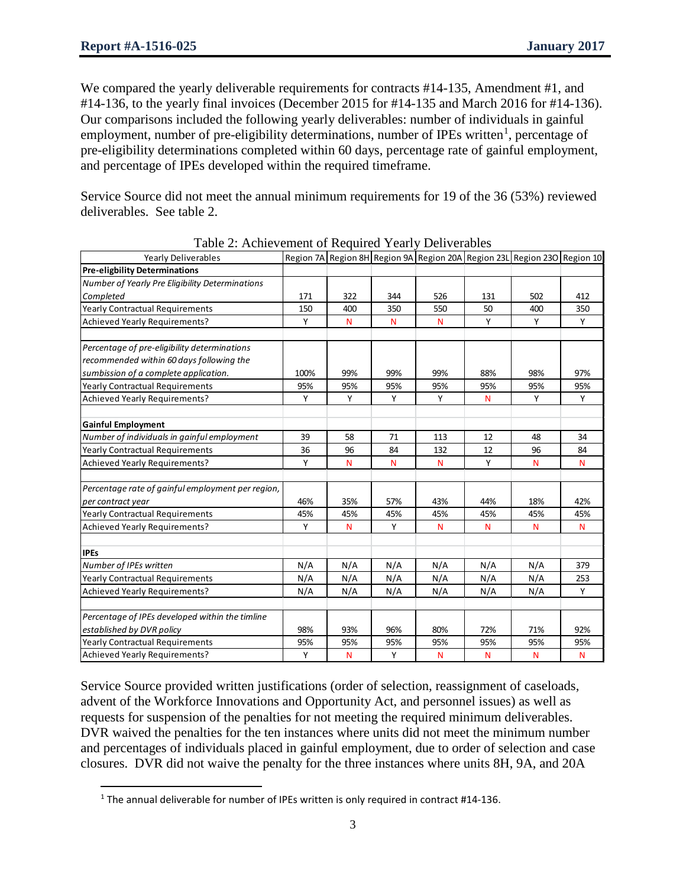We compared the yearly deliverable requirements for contracts #14-135, Amendment #1, and #14-136, to the yearly final invoices (December 2015 for #14-135 and March 2016 for #14-136). Our comparisons included the following yearly deliverables: number of individuals in gainful employment, number of pre-eligibility determinations, number of IPEs written[1], percentage of pre-eligibility determinations completed within 60 days, percentage rate of gainful employment, and percentage of IPEs developed within the required timeframe.

Service Source did not meet the annual minimum requirements for 19 of the 36 (53%) reviewed deliverables. See table 2.

Table 2: Achievement of Required Yearly Deliverables

| Yearly Deliverables | Region 7A | Region 8H | Region 9A | Region 20A | Region 23L | Region 23O | Region 10 |
|---|---|---|---|---|---|---|---|
| **Pre-eligbility Determinations** | | | | | | | |
| *Number of Yearly Pre Eligibility Determinations Completed* | 171 | 322 | 344 | 526 | 131 | 502 | 412 |
| Yearly Contractual Requirements | 150 | 400 | 350 | 550 | 50 | 400 | 350 |
| Achieved Yearly Requirements? | Y | N | N | N | Y | Y | Y |
| | | | | | | | |
| *Percentage of pre-eligibility determinations recommended within 60 days following the sumbission of a complete application.* | 100% | 99% | 99% | 99% | 88% | 98% | 97% |
| Yearly Contractual Requirements | 95% | 95% | 95% | 95% | 95% | 95% | 95% |
| Achieved Yearly Requirements? | Y | Y | Y | Y | N | Y | Y |
| | | | | | | | |
| **Gainful Employment** | | | | | | | |
| *Number of individuals in gainful employment* | 39 | 58 | 71 | 113 | 12 | 48 | 34 |
| Yearly Contractual Requirements | 36 | 96 | 84 | 132 | 12 | 96 | 84 |
| Achieved Yearly Requirements? | Y | N | N | N | Y | N | N |
| | | | | | | | |
| *Percentage rate of gainful employment per region, per contract year* | 46% | 35% | 57% | 43% | 44% | 18% | 42% |
| Yearly Contractual Requirements | 45% | 45% | 45% | 45% | 45% | 45% | 45% |
| Achieved Yearly Requirements? | Y | N | Y | N | N | N | N |
| | | | | | | | |
| **IPEs** | | | | | | | |
| *Number of IPEs written* | N/A | N/A | N/A | N/A | N/A | N/A | 379 |
| Yearly Contractual Requirements | N/A | N/A | N/A | N/A | N/A | N/A | 253 |
| Achieved Yearly Requirements? | N/A | N/A | N/A | N/A | N/A | N/A | Y |
| | | | | | | | |
| *Percentage of IPEs developed within the timline established by DVR policy* | 98% | 93% | 96% | 80% | 72% | 71% | 92% |
| Yearly Contractual Requirements | 95% | 95% | 95% | 95% | 95% | 95% | 95% |
| Achieved Yearly Requirements? | Y | N | Y | N | N | N | N |

Service Source provided written justifications (order of selection, reassignment of caseloads, advent of the Workforce Innovations and Opportunity Act, and personnel issues) as well as requests for suspension of the penalties for not meeting the required minimum deliverables. DVR waived the penalties for the ten instances where units did not meet the minimum number and percentages of individuals placed in gainful employment, due to order of selection and case closures. DVR did not waive the penalty for the three instances where units 8H, 9A, and 20A

[1] The annual deliverable for number of IPEs written is only required in contract #14-136.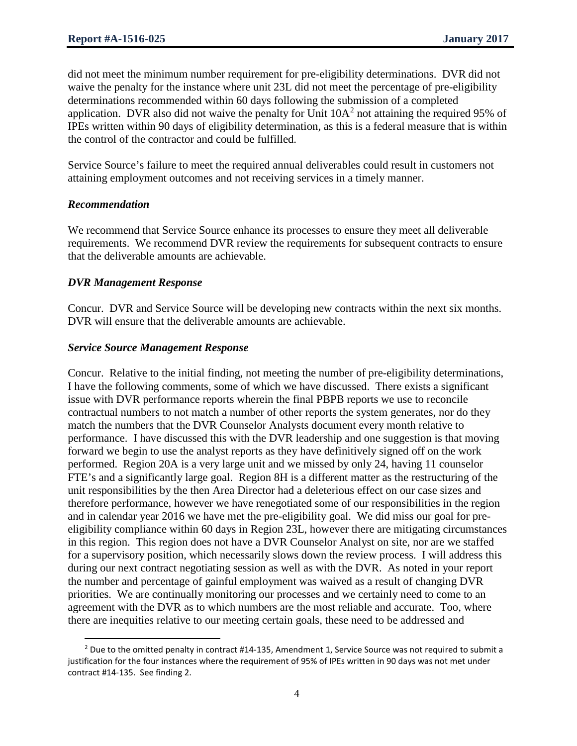did not meet the minimum number requirement for pre-eligibility determinations. DVR did not waive the penalty for the instance where unit 23L did not meet the percentage of pre-eligibility determinations recommended within 60 days following the submission of a completed application. DVR also did not waive the penalty for Unit 10A[2] not attaining the required 95% of IPEs written within 90 days of eligibility determination, as this is a federal measure that is within the control of the contractor and could be fulfilled.

Service Source's failure to meet the required annual deliverables could result in customers not attaining employment outcomes and not receiving services in a timely manner.

### *Recommendation*

We recommend that Service Source enhance its processes to ensure they meet all deliverable requirements. We recommend DVR review the requirements for subsequent contracts to ensure that the deliverable amounts are achievable.

### *DVR Management Response*

Concur. DVR and Service Source will be developing new contracts within the next six months. DVR will ensure that the deliverable amounts are achievable.

### *Service Source Management Response*

Concur. Relative to the initial finding, not meeting the number of pre-eligibility determinations, I have the following comments, some of which we have discussed. There exists a significant issue with DVR performance reports wherein the final PBPB reports we use to reconcile contractual numbers to not match a number of other reports the system generates, nor do they match the numbers that the DVR Counselor Analysts document every month relative to performance. I have discussed this with the DVR leadership and one suggestion is that moving forward we begin to use the analyst reports as they have definitively signed off on the work performed. Region 20A is a very large unit and we missed by only 24, having 11 counselor FTE's and a significantly large goal. Region 8H is a different matter as the restructuring of the unit responsibilities by the then Area Director had a deleterious effect on our case sizes and therefore performance, however we have renegotiated some of our responsibilities in the region and in calendar year 2016 we have met the pre-eligibility goal. We did miss our goal for pre-eligibility compliance within 60 days in Region 23L, however there are mitigating circumstances in this region. This region does not have a DVR Counselor Analyst on site, nor are we staffed for a supervisory position, which necessarily slows down the review process. I will address this during our next contract negotiating session as well as with the DVR. As noted in your report the number and percentage of gainful employment was waived as a result of changing DVR priorities. We are continually monitoring our processes and we certainly need to come to an agreement with the DVR as to which numbers are the most reliable and accurate. Too, where there are inequities relative to our meeting certain goals, these need to be addressed and

[2] Due to the omitted penalty in contract #14-135, Amendment 1, Service Source was not required to submit a justification for the four instances where the requirement of 95% of IPEs written in 90 days was not met under contract #14-135. See finding 2.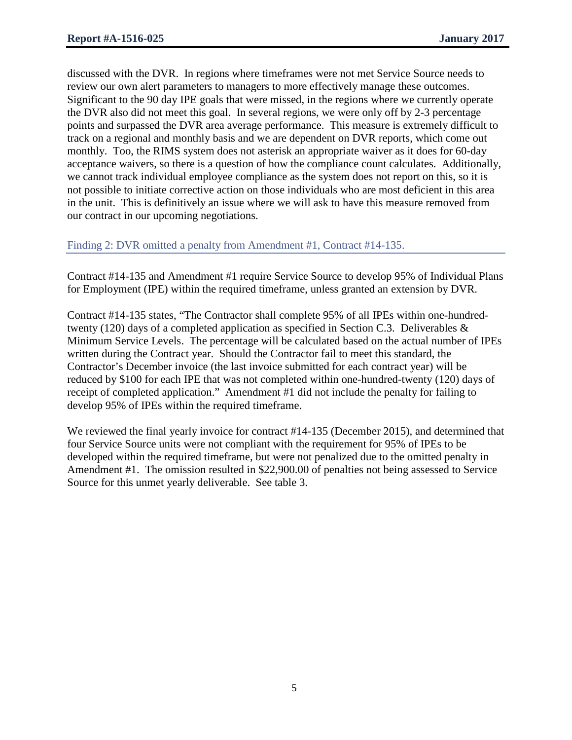discussed with the DVR. In regions where timeframes were not met Service Source needs to review our own alert parameters to managers to more effectively manage these outcomes. Significant to the 90 day IPE goals that were missed, in the regions where we currently operate the DVR also did not meet this goal. In several regions, we were only off by 2-3 percentage points and surpassed the DVR area average performance. This measure is extremely difficult to track on a regional and monthly basis and we are dependent on DVR reports, which come out monthly. Too, the RIMS system does not asterisk an appropriate waiver as it does for 60-day acceptance waivers, so there is a question of how the compliance count calculates. Additionally, we cannot track individual employee compliance as the system does not report on this, so it is not possible to initiate corrective action on those individuals who are most deficient in this area in the unit. This is definitively an issue where we will ask to have this measure removed from our contract in our upcoming negotiations.

## Finding 2: DVR omitted a penalty from Amendment #1, Contract #14-135.

Contract #14-135 and Amendment #1 require Service Source to develop 95% of Individual Plans for Employment (IPE) within the required timeframe, unless granted an extension by DVR.

Contract #14-135 states, "The Contractor shall complete 95% of all IPEs within one-hundred-twenty (120) days of a completed application as specified in Section C.3. Deliverables & Minimum Service Levels. The percentage will be calculated based on the actual number of IPEs written during the Contract year. Should the Contractor fail to meet this standard, the Contractor's December invoice (the last invoice submitted for each contract year) will be reduced by $100 for each IPE that was not completed within one-hundred-twenty (120) days of receipt of completed application." Amendment #1 did not include the penalty for failing to develop 95% of IPEs within the required timeframe.

We reviewed the final yearly invoice for contract #14-135 (December 2015), and determined that four Service Source units were not compliant with the requirement for 95% of IPEs to be developed within the required timeframe, but were not penalized due to the omitted penalty in Amendment #1. The omission resulted in $22,900.00 of penalties not being assessed to Service Source for this unmet yearly deliverable. See table 3.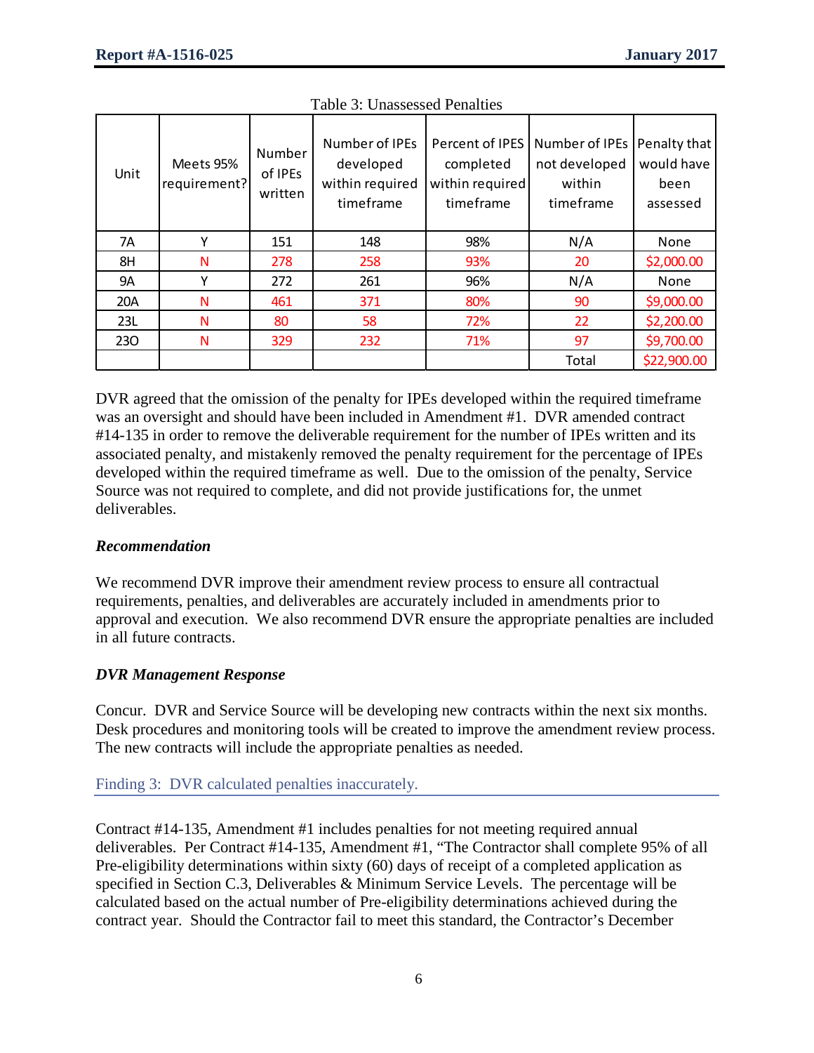Table 3: Unassessed Penalties

| Unit | Meets 95% requirement? | Number of IPEs written | Number of IPEs developed within required timeframe | Percent of IPES completed within required timeframe | Number of IPEs not developed within timeframe | Penalty that would have been assessed |
|---|---|---|---|---|---|---|
| 7A | Y | 151 | 148 | 98% | N/A | None |
| 8H | N | 278 | 258 | 93% | 20 | $2,000.00 |
| 9A | Y | 272 | 261 | 96% | N/A | None |
| 20A | N | 461 | 371 | 80% | 90 | $9,000.00 |
| 23L | N | 80 | 58 | 72% | 22 | $2,200.00 |
| 23O | N | 329 | 232 | 71% | 97 | $9,700.00 |
| | | | | | Total | $22,900.00 |

DVR agreed that the omission of the penalty for IPEs developed within the required timeframe was an oversight and should have been included in Amendment #1. DVR amended contract #14-135 in order to remove the deliverable requirement for the number of IPEs written and its associated penalty, and mistakenly removed the penalty requirement for the percentage of IPEs developed within the required timeframe as well. Due to the omission of the penalty, Service Source was not required to complete, and did not provide justifications for, the unmet deliverables.

***Recommendation***

We recommend DVR improve their amendment review process to ensure all contractual requirements, penalties, and deliverables are accurately included in amendments prior to approval and execution. We also recommend DVR ensure the appropriate penalties are included in all future contracts.

***DVR Management Response***

Concur. DVR and Service Source will be developing new contracts within the next six months. Desk procedures and monitoring tools will be created to improve the amendment review process. The new contracts will include the appropriate penalties as needed.

## Finding 3: DVR calculated penalties inaccurately.

Contract #14-135, Amendment #1 includes penalties for not meeting required annual deliverables. Per Contract #14-135, Amendment #1, "The Contractor shall complete 95% of all Pre-eligibility determinations within sixty (60) days of receipt of a completed application as specified in Section C.3, Deliverables & Minimum Service Levels. The percentage will be calculated based on the actual number of Pre-eligibility determinations achieved during the contract year. Should the Contractor fail to meet this standard, the Contractor's December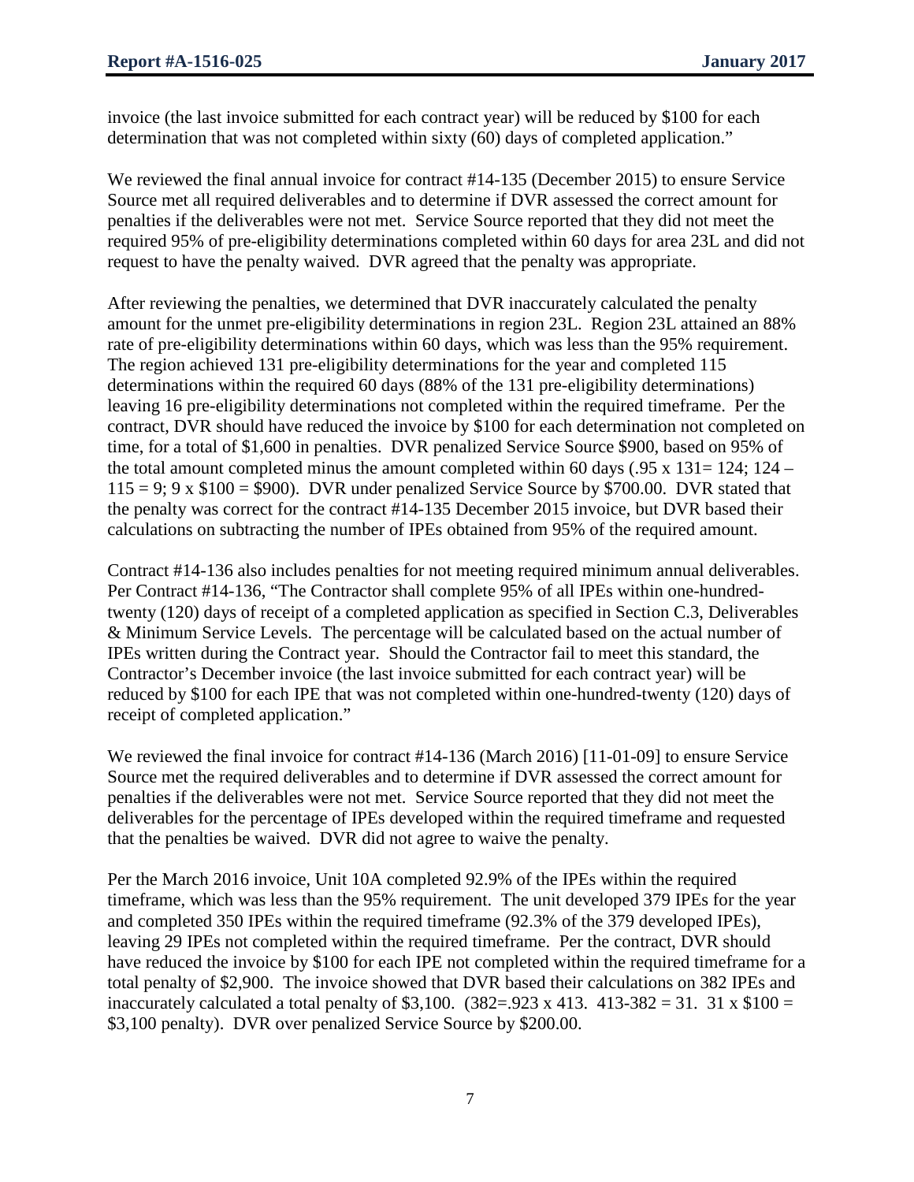invoice (the last invoice submitted for each contract year) will be reduced by $100 for each determination that was not completed within sixty (60) days of completed application."

We reviewed the final annual invoice for contract #14-135 (December 2015) to ensure Service Source met all required deliverables and to determine if DVR assessed the correct amount for penalties if the deliverables were not met. Service Source reported that they did not meet the required 95% of pre-eligibility determinations completed within 60 days for area 23L and did not request to have the penalty waived. DVR agreed that the penalty was appropriate.

After reviewing the penalties, we determined that DVR inaccurately calculated the penalty amount for the unmet pre-eligibility determinations in region 23L. Region 23L attained an 88% rate of pre-eligibility determinations within 60 days, which was less than the 95% requirement. The region achieved 131 pre-eligibility determinations for the year and completed 115 determinations within the required 60 days (88% of the 131 pre-eligibility determinations) leaving 16 pre-eligibility determinations not completed within the required timeframe. Per the contract, DVR should have reduced the invoice by $100 for each determination not completed on time, for a total of $1,600 in penalties. DVR penalized Service Source $900, based on 95% of the total amount completed minus the amount completed within 60 days (.95 x 131= 124; 124 – 115 = 9; 9 x $100 = $900). DVR under penalized Service Source by $700.00. DVR stated that the penalty was correct for the contract #14-135 December 2015 invoice, but DVR based their calculations on subtracting the number of IPEs obtained from 95% of the required amount.

Contract #14-136 also includes penalties for not meeting required minimum annual deliverables. Per Contract #14-136, "The Contractor shall complete 95% of all IPEs within one-hundred-twenty (120) days of receipt of a completed application as specified in Section C.3, Deliverables & Minimum Service Levels. The percentage will be calculated based on the actual number of IPEs written during the Contract year. Should the Contractor fail to meet this standard, the Contractor's December invoice (the last invoice submitted for each contract year) will be reduced by $100 for each IPE that was not completed within one-hundred-twenty (120) days of receipt of completed application."

We reviewed the final invoice for contract #14-136 (March 2016) [11-01-09] to ensure Service Source met the required deliverables and to determine if DVR assessed the correct amount for penalties if the deliverables were not met. Service Source reported that they did not meet the deliverables for the percentage of IPEs developed within the required timeframe and requested that the penalties be waived. DVR did not agree to waive the penalty.

Per the March 2016 invoice, Unit 10A completed 92.9% of the IPEs within the required timeframe, which was less than the 95% requirement. The unit developed 379 IPEs for the year and completed 350 IPEs within the required timeframe (92.3% of the 379 developed IPEs), leaving 29 IPEs not completed within the required timeframe. Per the contract, DVR should have reduced the invoice by $100 for each IPE not completed within the required timeframe for a total penalty of $2,900. The invoice showed that DVR based their calculations on 382 IPEs and inaccurately calculated a total penalty of $3,100. (382=.923 x 413. 413-382 = 31. 31 x $100 = $3,100 penalty). DVR over penalized Service Source by $200.00.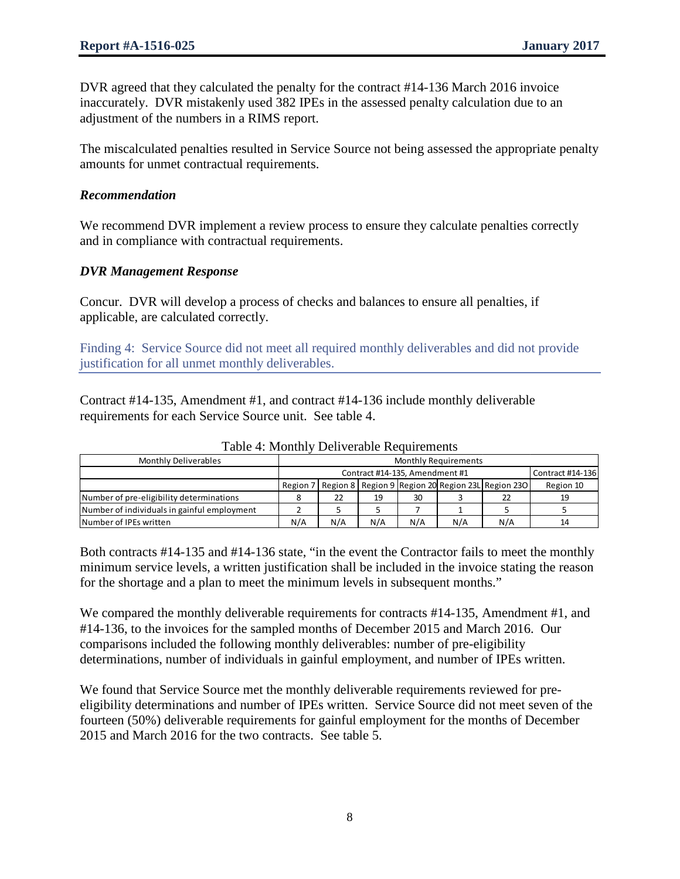DVR agreed that they calculated the penalty for the contract #14-136 March 2016 invoice inaccurately. DVR mistakenly used 382 IPEs in the assessed penalty calculation due to an adjustment of the numbers in a RIMS report.

The miscalculated penalties resulted in Service Source not being assessed the appropriate penalty amounts for unmet contractual requirements.

### *Recommendation*

We recommend DVR implement a review process to ensure they calculate penalties correctly and in compliance with contractual requirements.

### *DVR Management Response*

Concur. DVR will develop a process of checks and balances to ensure all penalties, if applicable, are calculated correctly.

## Finding 4: Service Source did not meet all required monthly deliverables and did not provide justification for all unmet monthly deliverables.

Contract #14-135, Amendment #1, and contract #14-136 include monthly deliverable requirements for each Service Source unit. See table 4.

Table 4: Monthly Deliverable Requirements

| Monthly Deliverables | Monthly Requirements | | | | | | |
|---|---|---|---|---|---|---|---|
| | Contract #14-135, Amendment #1 | | | | | | Contract #14-136 |
| | Region 7 | Region 8 | Region 9 | Region 20 | Region 23L | Region 23O | Region 10 |
| Number of pre-eligibility determinations | 8 | 22 | 19 | 30 | 3 | 22 | 19 |
| Number of individuals in gainful employment | 2 | 5 | 5 | 7 | 1 | 5 | 5 |
| Number of IPEs written | N/A | N/A | N/A | N/A | N/A | N/A | 14 |

Both contracts #14-135 and #14-136 state, "in the event the Contractor fails to meet the monthly minimum service levels, a written justification shall be included in the invoice stating the reason for the shortage and a plan to meet the minimum levels in subsequent months."

We compared the monthly deliverable requirements for contracts #14-135, Amendment #1, and #14-136, to the invoices for the sampled months of December 2015 and March 2016. Our comparisons included the following monthly deliverables: number of pre-eligibility determinations, number of individuals in gainful employment, and number of IPEs written.

We found that Service Source met the monthly deliverable requirements reviewed for pre-eligibility determinations and number of IPEs written. Service Source did not meet seven of the fourteen (50%) deliverable requirements for gainful employment for the months of December 2015 and March 2016 for the two contracts. See table 5.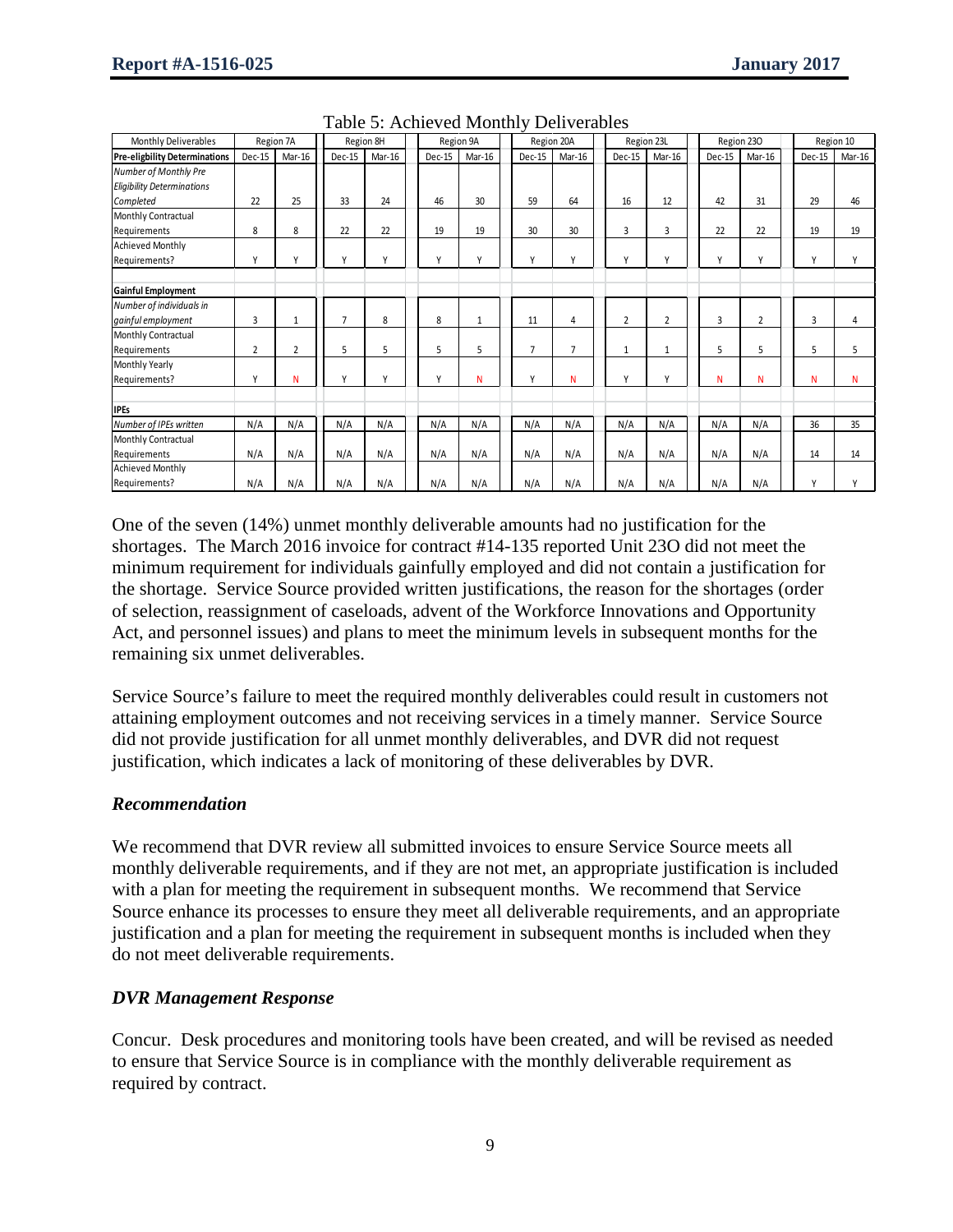Table 5: Achieved Monthly Deliverables

| Monthly Deliverables | Region 7A | | Region 8H | | Region 9A | | Region 20A | | Region 23L | | Region 23O | | Region 10 | |
|---|---|---|---|---|---|---|---|---|---|---|---|---|---|---|
| **Pre-eligbility Determinations** | Dec-15 | Mar-16 | Dec-15 | Mar-16 | Dec-15 | Mar-16 | Dec-15 | Mar-16 | Dec-15 | Mar-16 | Dec-15 | Mar-16 | Dec-15 | Mar-16 |
| *Number of Monthly Pre Eligibility Determinations Completed* | 22 | 25 | 33 | 24 | 46 | 30 | 59 | 64 | 16 | 12 | 42 | 31 | 29 | 46 |
| Monthly Contractual Requirements | 8 | 8 | 22 | 22 | 19 | 19 | 30 | 30 | 3 | 3 | 22 | 22 | 19 | 19 |
| Achieved Monthly Requirements? | Y | Y | Y | Y | Y | Y | Y | Y | Y | Y | Y | Y | Y | Y |
| **Gainful Employment** | | | | | | | | | | | | | | |
| *Number of individuals in gainful employment* | 3 | 1 | 7 | 8 | 8 | 1 | 11 | 4 | 2 | 2 | 3 | 2 | 3 | 4 |
| Monthly Contractual Requirements | 2 | 2 | 5 | 5 | 5 | 5 | 7 | 7 | 1 | 1 | 5 | 5 | 5 | 5 |
| Monthly Yearly Requirements? | Y | N | Y | Y | Y | N | Y | N | Y | Y | N | N | N | N |
| **IPEs** | | | | | | | | | | | | | | |
| *Number of IPEs written* | N/A | N/A | N/A | N/A | N/A | N/A | N/A | N/A | N/A | N/A | N/A | N/A | 36 | 35 |
| Monthly Contractual Requirements | N/A | N/A | N/A | N/A | N/A | N/A | N/A | N/A | N/A | N/A | N/A | N/A | 14 | 14 |
| Achieved Monthly Requirements? | N/A | N/A | N/A | N/A | N/A | N/A | N/A | N/A | N/A | N/A | N/A | N/A | Y | Y |

One of the seven (14%) unmet monthly deliverable amounts had no justification for the shortages. The March 2016 invoice for contract #14-135 reported Unit 23O did not meet the minimum requirement for individuals gainfully employed and did not contain a justification for the shortage. Service Source provided written justifications, the reason for the shortages (order of selection, reassignment of caseloads, advent of the Workforce Innovations and Opportunity Act, and personnel issues) and plans to meet the minimum levels in subsequent months for the remaining six unmet deliverables.

Service Source's failure to meet the required monthly deliverables could result in customers not attaining employment outcomes and not receiving services in a timely manner. Service Source did not provide justification for all unmet monthly deliverables, and DVR did not request justification, which indicates a lack of monitoring of these deliverables by DVR.

### *Recommendation*

We recommend that DVR review all submitted invoices to ensure Service Source meets all monthly deliverable requirements, and if they are not met, an appropriate justification is included with a plan for meeting the requirement in subsequent months. We recommend that Service Source enhance its processes to ensure they meet all deliverable requirements, and an appropriate justification and a plan for meeting the requirement in subsequent months is included when they do not meet deliverable requirements.

### *DVR Management Response*

Concur. Desk procedures and monitoring tools have been created, and will be revised as needed to ensure that Service Source is in compliance with the monthly deliverable requirement as required by contract.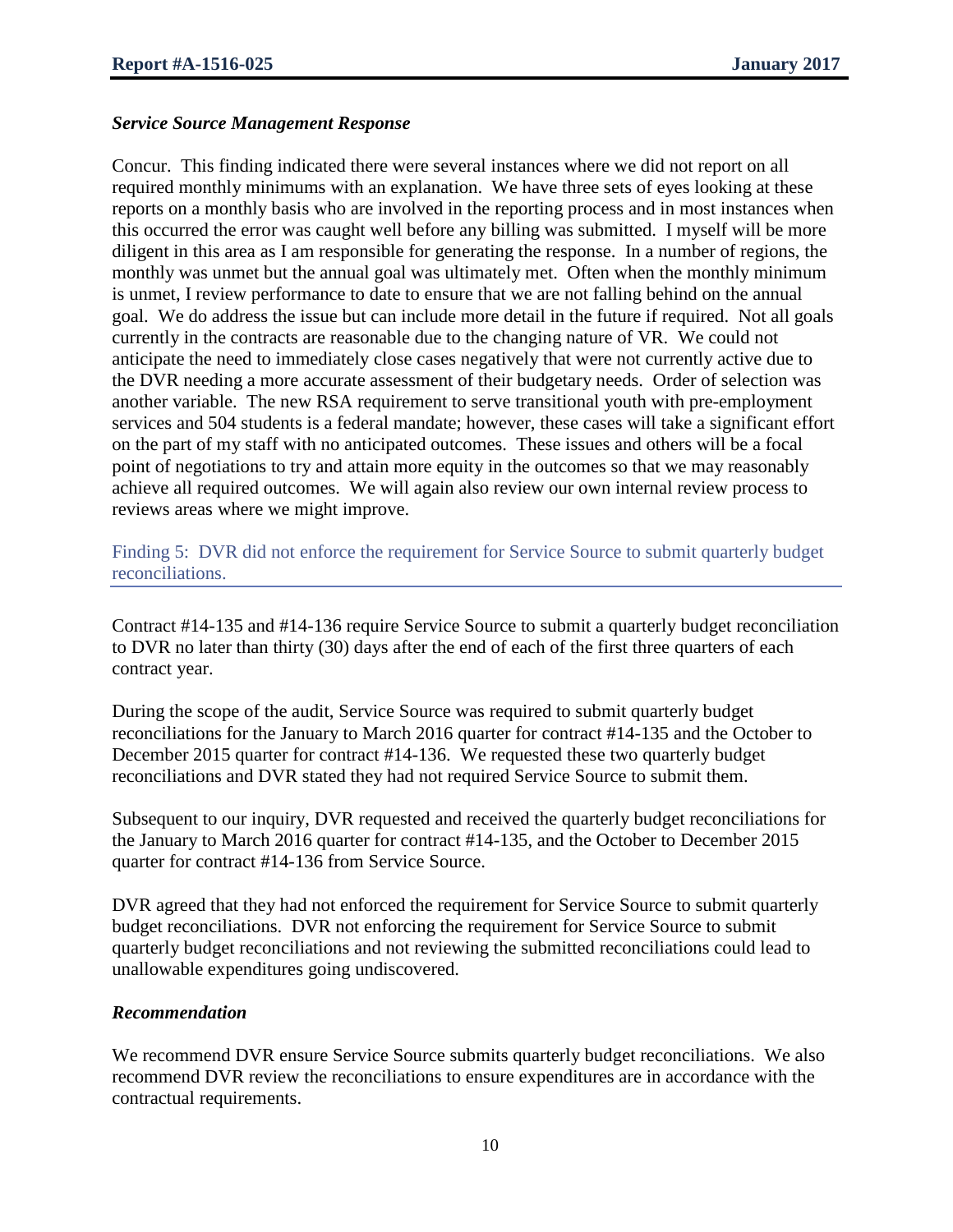### *Service Source Management Response*

Concur. This finding indicated there were several instances where we did not report on all required monthly minimums with an explanation. We have three sets of eyes looking at these reports on a monthly basis who are involved in the reporting process and in most instances when this occurred the error was caught well before any billing was submitted. I myself will be more diligent in this area as I am responsible for generating the response. In a number of regions, the monthly was unmet but the annual goal was ultimately met. Often when the monthly minimum is unmet, I review performance to date to ensure that we are not falling behind on the annual goal. We do address the issue but can include more detail in the future if required. Not all goals currently in the contracts are reasonable due to the changing nature of VR. We could not anticipate the need to immediately close cases negatively that were not currently active due to the DVR needing a more accurate assessment of their budgetary needs. Order of selection was another variable. The new RSA requirement to serve transitional youth with pre-employment services and 504 students is a federal mandate; however, these cases will take a significant effort on the part of my staff with no anticipated outcomes. These issues and others will be a focal point of negotiations to try and attain more equity in the outcomes so that we may reasonably achieve all required outcomes. We will again also review our own internal review process to reviews areas where we might improve.

## Finding 5: DVR did not enforce the requirement for Service Source to submit quarterly budget reconciliations.

Contract #14-135 and #14-136 require Service Source to submit a quarterly budget reconciliation to DVR no later than thirty (30) days after the end of each of the first three quarters of each contract year.

During the scope of the audit, Service Source was required to submit quarterly budget reconciliations for the January to March 2016 quarter for contract #14-135 and the October to December 2015 quarter for contract #14-136. We requested these two quarterly budget reconciliations and DVR stated they had not required Service Source to submit them.

Subsequent to our inquiry, DVR requested and received the quarterly budget reconciliations for the January to March 2016 quarter for contract #14-135, and the October to December 2015 quarter for contract #14-136 from Service Source.

DVR agreed that they had not enforced the requirement for Service Source to submit quarterly budget reconciliations. DVR not enforcing the requirement for Service Source to submit quarterly budget reconciliations and not reviewing the submitted reconciliations could lead to unallowable expenditures going undiscovered.

### *Recommendation*

We recommend DVR ensure Service Source submits quarterly budget reconciliations. We also recommend DVR review the reconciliations to ensure expenditures are in accordance with the contractual requirements.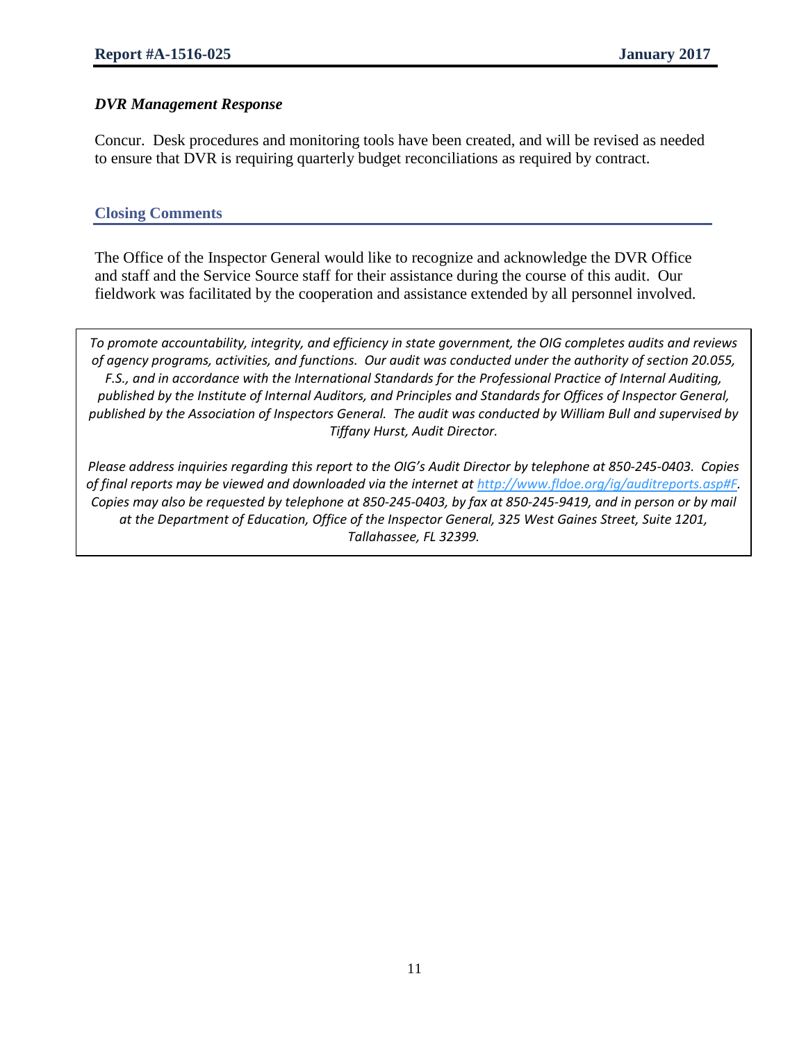### *DVR Management Response*

Concur. Desk procedures and monitoring tools have been created, and will be revised as needed to ensure that DVR is requiring quarterly budget reconciliations as required by contract.

## Closing Comments

The Office of the Inspector General would like to recognize and acknowledge the DVR Office and staff and the Service Source staff for their assistance during the course of this audit. Our fieldwork was facilitated by the cooperation and assistance extended by all personnel involved.

*To promote accountability, integrity, and efficiency in state government, the OIG completes audits and reviews of agency programs, activities, and functions. Our audit was conducted under the authority of section 20.055, F.S., and in accordance with the International Standards for the Professional Practice of Internal Auditing, published by the Institute of Internal Auditors, and Principles and Standards for Offices of Inspector General, published by the Association of Inspectors General. The audit was conducted by William Bull and supervised by Tiffany Hurst, Audit Director.*

*Please address inquiries regarding this report to the OIG's Audit Director by telephone at 850-245-0403. Copies of final reports may be viewed and downloaded via the internet at [http://www.fldoe.org/ig/auditreports.asp#F](http://www.fldoe.org/ig/auditreports.asp#F). Copies may also be requested by telephone at 850-245-0403, by fax at 850-245-9419, and in person or by mail at the Department of Education, Office of the Inspector General, 325 West Gaines Street, Suite 1201, Tallahassee, FL 32399.*